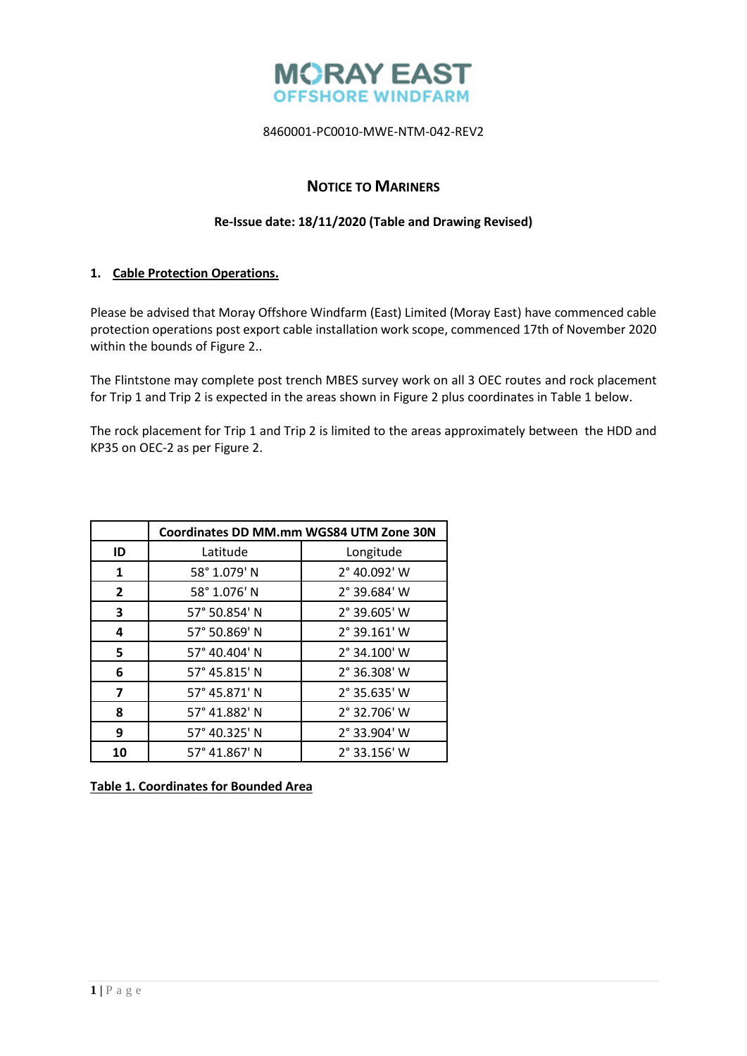MORAY EAST
OFFSHORE WINDFARM

8460001-PC0010-MWE-NTM-042-REV2

# NOTICE TO MARINERS

**Re-Issue date: 18/11/2020 (Table and Drawing Revised)**

## 1. Cable Protection Operations.

Please be advised that Moray Offshore Windfarm (East) Limited (Moray East) have commenced cable protection operations post export cable installation work scope, commenced 17th of November 2020 within the bounds of Figure 2..

The Flintstone may complete post trench MBES survey work on all 3 OEC routes and rock placement for Trip 1 and Trip 2 is expected in the areas shown in Figure 2 plus coordinates in Table 1 below.

The rock placement for Trip 1 and Trip 2 is limited to the areas approximately between the HDD and KP35 on OEC-2 as per Figure 2.

| | Coordinates DD MM.mm WGS84 UTM Zone 30N | |
|---|---|---|
| **ID** | Latitude | Longitude |
| **1** | 58° 1.079' N | 2° 40.092' W |
| **2** | 58° 1.076' N | 2° 39.684' W |
| **3** | 57° 50.854' N | 2° 39.605' W |
| **4** | 57° 50.869' N | 2° 39.161' W |
| **5** | 57° 40.404' N | 2° 34.100' W |
| **6** | 57° 45.815' N | 2° 36.308' W |
| **7** | 57° 45.871' N | 2° 35.635' W |
| **8** | 57° 41.882' N | 2° 32.706' W |
| **9** | 57° 40.325' N | 2° 33.904' W |
| **10** | 57° 41.867' N | 2° 33.156' W |

**Table 1. Coordinates for Bounded Area**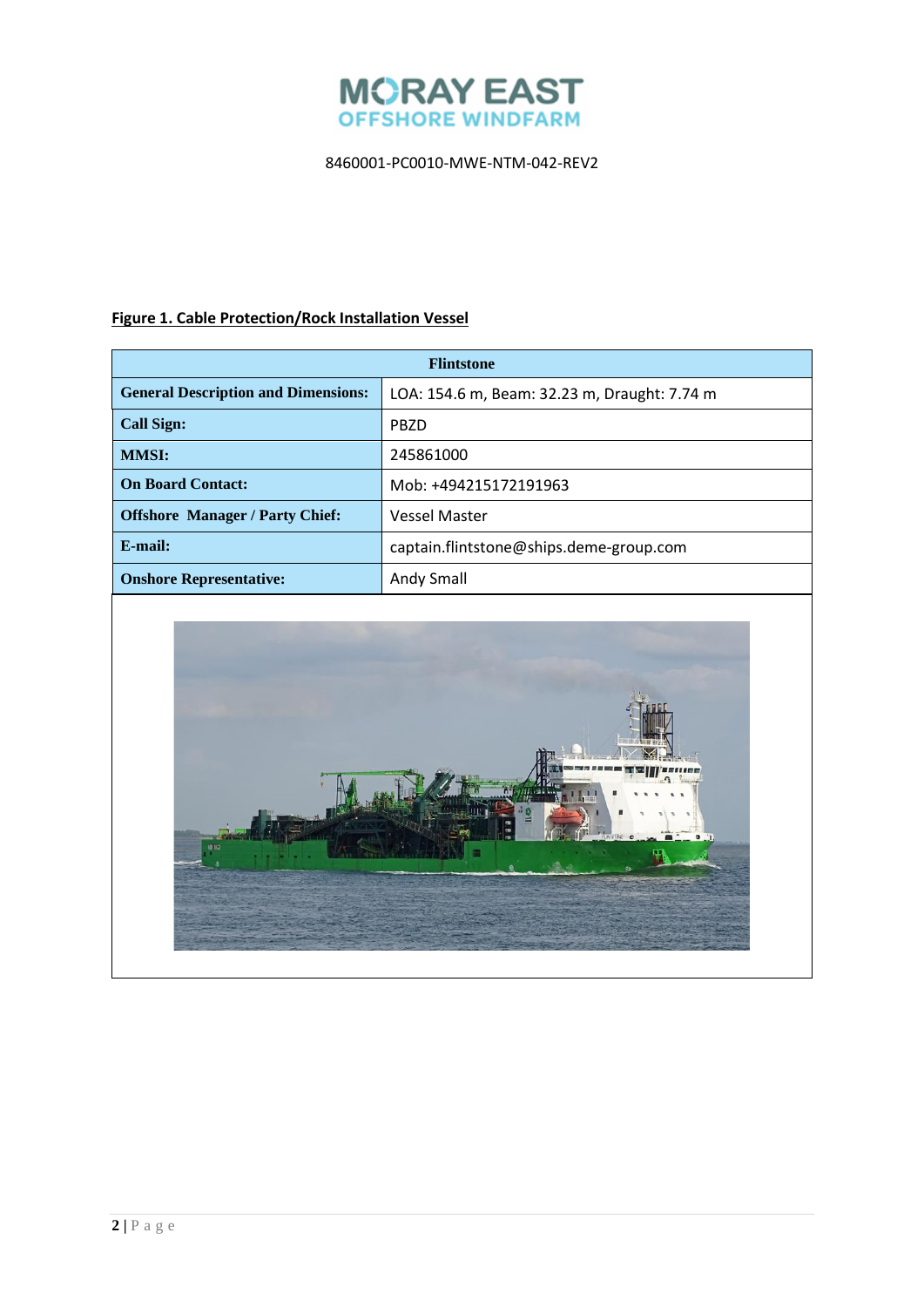**Figure 1. Cable Protection/Rock Installation Vessel**

| Flintstone | |
|---|---|
| **General Description and Dimensions:** | LOA: 154.6 m, Beam: 32.23 m, Draught: 7.74 m |
| **Call Sign:** | PBZD |
| **MMSI:** | 245861000 |
| **On Board Contact:** | Mob: +494215172191963 |
| **Offshore Manager / Party Chief:** | Vessel Master |
| **E-mail:** | captain.flintstone@ships.deme-group.com |
| **Onshore Representative:** | Andy Small |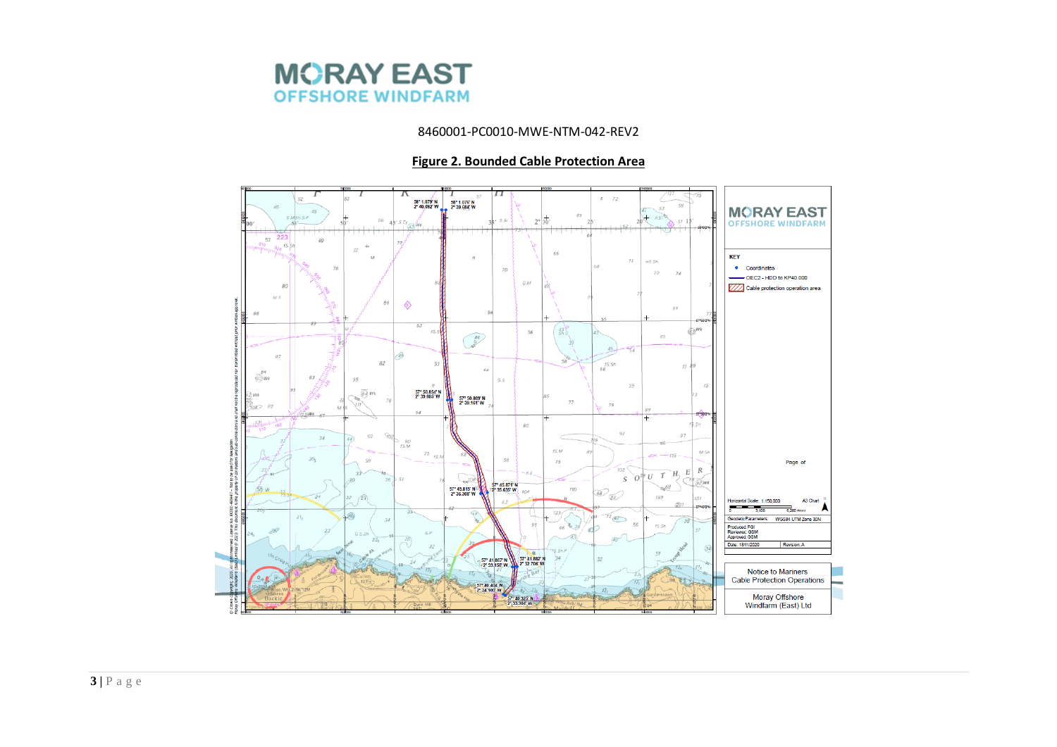# MORAY EAST
## OFFSHORE WINDFARM

8460001-PC0010-MWE-NTM-042-REV2

**Figure 2. Bounded Cable Protection Area**

KEY
- Coordinates
- OEC2 - HDD to KP40.000
- Cable protection operation area

Horizontal Scale: 1:150,000 A3 Chart

Geodetic Parameters: WGS84 UTM Zone 30N

Produced: FGI
Reviewer: GSM
Approved: GSM

Date: 18/11/2020 Revision: A

Notice to Mariners
Cable Protection Operations

Moray Offshore
Windfarm (East) Ltd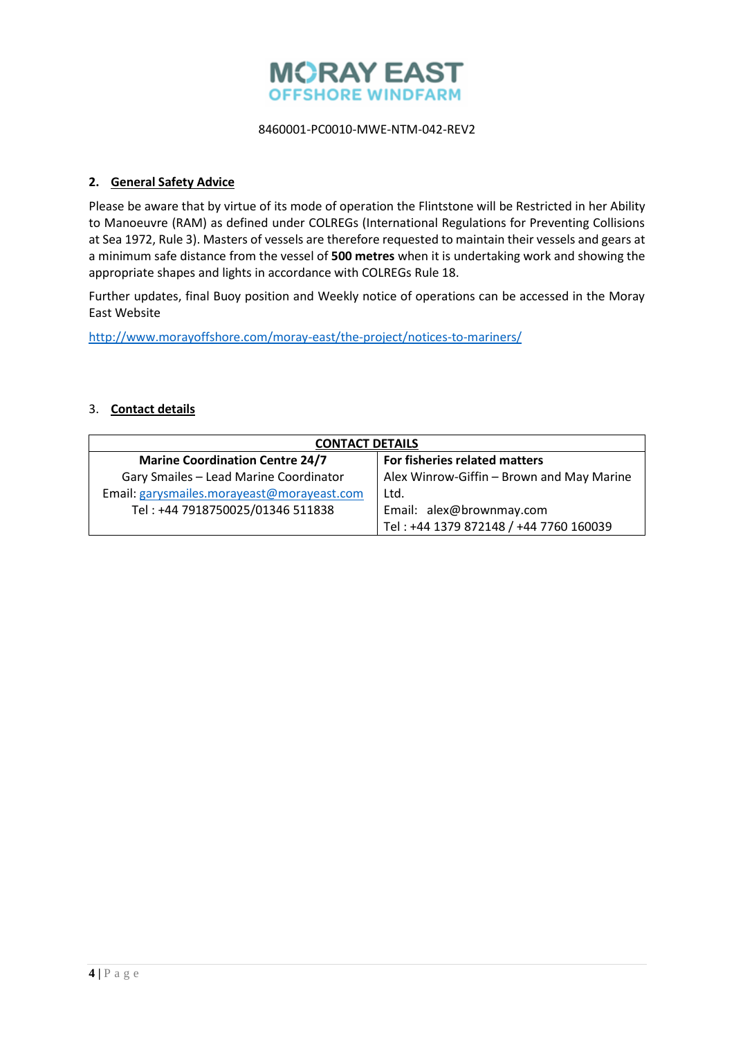## 2. General Safety Advice

Please be aware that by virtue of its mode of operation the Flintstone will be Restricted in her Ability to Manoeuvre (RAM) as defined under COLREGs (International Regulations for Preventing Collisions at Sea 1972, Rule 3). Masters of vessels are therefore requested to maintain their vessels and gears at a minimum safe distance from the vessel of **500 metres** when it is undertaking work and showing the appropriate shapes and lights in accordance with COLREGs Rule 18.

Further updates, final Buoy position and Weekly notice of operations can be accessed in the Moray East Website

http://www.morayoffshore.com/moray-east/the-project/notices-to-mariners/

## 3. Contact details

| CONTACT DETAILS | |
|---|---|
| **Marine Coordination Centre 24/7**<br>Gary Smailes – Lead Marine Coordinator<br>Email: garysmailes.morayeast@morayeast.com<br>Tel : +44 7918750025/01346 511838 | **For fisheries related matters**<br>Alex Winrow-Giffin – Brown and May Marine Ltd.<br>Email: alex@brownmay.com<br>Tel : +44 1379 872148 / +44 7760 160039 |